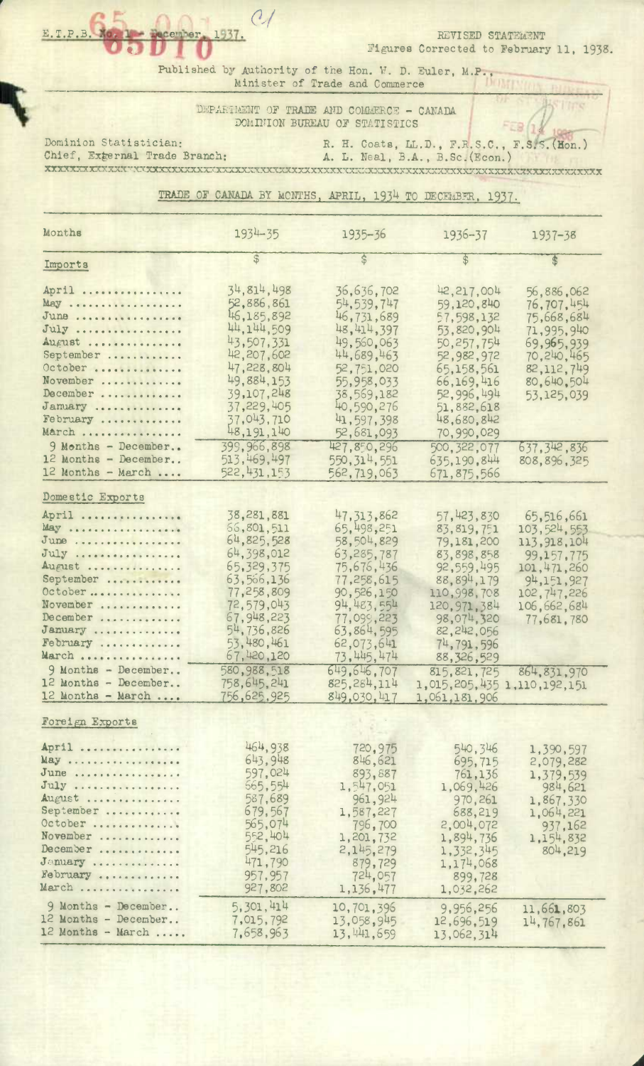E.T.P.B. No. 1 - December, 1937.

REVISED STATEMENT
Figures Corrected to February 11, 1938.

Published by Authority of the Hon. W. D. Euler, M.P.,
Minister of Trade and Commerce

DEPARTMENT OF TRADE AND COMMERCE - CANADA
DOMINION BUREAU OF STATISTICS

Dominion Statistician: R. H. Coats, LL.D., F.R.S.C., F.S.S.(Hon.)
Chief, External Trade Branch: A. L. Neal, B.A., B.Sc.(Econ.)

## TRADE OF CANADA BY MONTHS, APRIL, 1934 TO DECEMBER, 1937.

| Months | 1934-35 | 1935-36 | 1936-37 | 1937-38 |
|---|---|---|---|---|
| | $ | $ | $ | $ |
| **Imports** | | | | |
| April | 34,814,498 | 36,636,702 | 42,217,004 | 56,886,062 |
| May | 52,886,861 | 54,539,747 | 59,120,840 | 76,707,454 |
| June | 46,185,892 | 46,731,689 | 57,598,132 | 75,668,684 |
| July | 44,144,509 | 48,414,397 | 53,820,904 | 71,995,940 |
| August | 43,507,331 | 49,560,063 | 50,257,754 | 69,965,939 |
| September | 42,207,602 | 44,689,463 | 52,982,972 | 70,240,465 |
| October | 47,228,804 | 52,751,020 | 65,158,561 | 82,112,749 |
| November | 49,884,153 | 55,958,033 | 66,169,416 | 80,640,504 |
| December | 39,107,248 | 38,569,182 | 52,996,494 | 53,125,039 |
| January | 37,229,405 | 40,590,276 | 51,882,618 | |
| February | 37,043,710 | 41,597,398 | 48,680,842 | |
| March | 48,191,140 | 52,681,093 | 70,990,029 | |
| 9 Months - December | 399,966,898 | 427,850,296 | 500,322,077 | 637,342,836 |
| 12 Months - December | 513,469,497 | 550,314,551 | 635,190,844 | 808,896,325 |
| 12 Months - March | 522,431,153 | 562,719,063 | 671,875,566 | |
| **Domestic Exports** | | | | |
| April | 38,281,881 | 47,313,862 | 57,423,830 | 65,516,661 |
| May | 66,801,511 | 65,498,251 | 83,819,751 | 103,524,553 |
| June | 64,825,528 | 58,504,829 | 79,181,200 | 113,918,104 |
| July | 64,398,012 | 63,285,787 | 83,898,858 | 99,157,775 |
| August | 65,329,375 | 75,676,436 | 92,559,495 | 101,471,260 |
| September | 63,566,136 | 77,258,615 | 88,894,179 | 94,151,927 |
| October | 77,258,809 | 90,526,150 | 110,998,708 | 102,747,226 |
| November | 72,579,043 | 94,483,554 | 120,971,384 | 106,662,684 |
| December | 67,948,223 | 77,099,223 | 98,074,320 | 77,681,780 |
| January | 54,736,826 | 63,864,595 | 82,242,056 | |
| February | 53,480,461 | 62,073,641 | 74,791,596 | |
| March | 67,420,120 | 73,445,474 | 88,326,529 | |
| 9 Months - December | 580,988,518 | 649,646,707 | 815,821,725 | 864,831,970 |
| 12 Months - December | 758,645,241 | 825,284,114 | 1,015,205,435 | 1,110,192,151 |
| 12 Months - March | 756,625,925 | 849,030,417 | 1,061,181,906 | |
| **Foreign Exports** | | | | |
| April | 464,938 | 720,975 | 540,346 | 1,390,597 |
| May | 643,948 | 846,621 | 695,715 | 2,079,282 |
| June | 597,024 | 893,887 | 761,136 | 1,379,539 |
| July | 565,554 | 1,547,051 | 1,069,426 | 984,621 |
| August | 587,689 | 961,924 | 970,261 | 1,867,330 |
| September | 679,567 | 1,587,227 | 688,219 | 1,064,221 |
| October | 565,074 | 796,700 | 2,004,072 | 937,162 |
| November | 552,404 | 1,201,732 | 1,894,736 | 1,154,832 |
| December | 545,216 | 2,145,279 | 1,332,345 | 804,219 |
| January | 471,790 | 879,729 | 1,174,068 | |
| February | 957,957 | 724,057 | 899,728 | |
| March | 927,802 | 1,136,477 | 1,032,262 | |
| 9 Months - December | 5,301,414 | 10,701,396 | 9,956,256 | 11,661,803 |
| 12 Months - December | 7,015,792 | 13,058,945 | 12,696,519 | 14,767,861 |
| 12 Months - March | 7,658,963 | 13,441,659 | 13,062,314 | |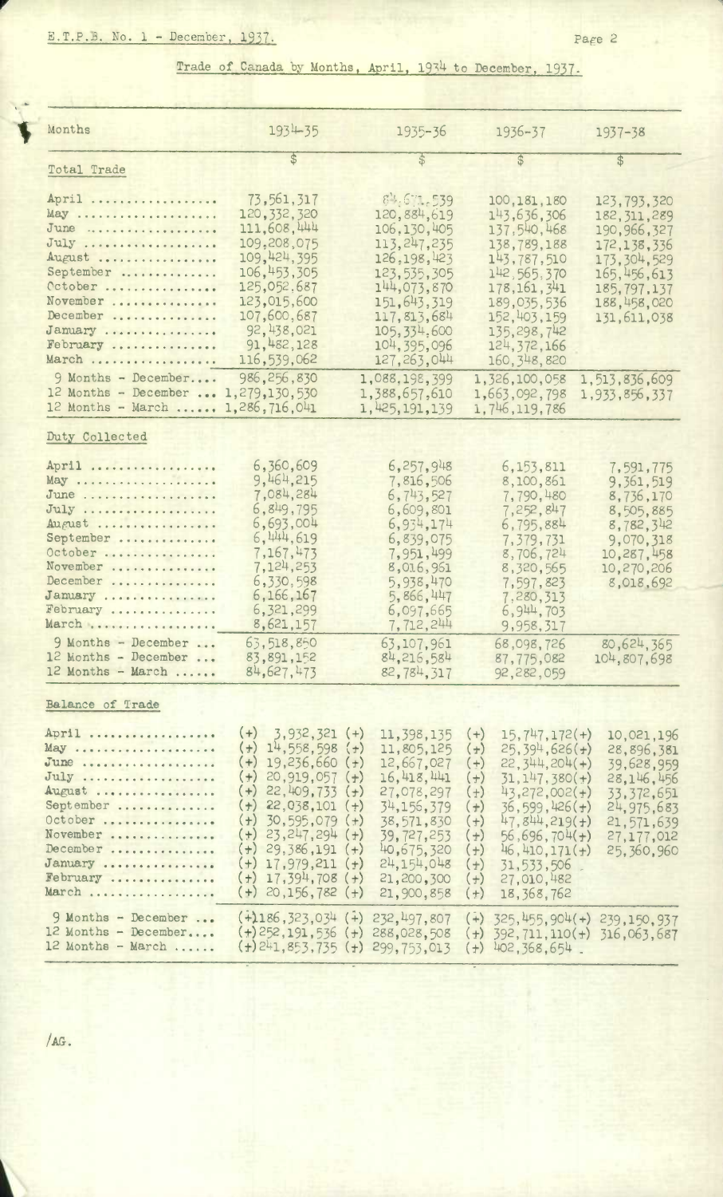## Trade of Canada by Months, April, 1934 to December, 1937.

| Months | 1934-35 | 1935-36 | 1936-37 | 1937-38 |
|---|---|---|---|---|
| | $ | $ | $ | $ |
| **Total Trade** | | | | |
| April .................. | 73,561,317 | 84,671,539 | 100,181,180 | 123,793,320 |
| May .................. | 120,332,320 | 120,884,619 | 143,636,306 | 182,311,289 |
| June .................. | 111,608,444 | 106,130,405 | 137,540,468 | 190,966,327 |
| July .................. | 109,208,075 | 113,247,235 | 138,789,188 | 172,138,336 |
| August .................. | 109,424,395 | 126,198,423 | 143,787,510 | 173,304,529 |
| September .............. | 106,453,305 | 123,535,305 | 142,565,370 | 165,456,613 |
| October ................ | 125,052,687 | 144,073,870 | 178,161,341 | 185,797,137 |
| November ............... | 123,015,600 | 151,643,319 | 189,035,536 | 188,458,020 |
| December ............... | 107,600,687 | 117,813,684 | 152,403,159 | 131,611,038 |
| January ................ | 92,438,021 | 105,334,600 | 135,298,742 | |
| February ............... | 91,482,128 | 104,395,096 | 124,372,166 | |
| March .................. | 116,539,062 | 127,263,044 | 160,348,820 | |
| 9 Months - December.... | 986,256,830 | 1,088,198,399 | 1,326,100,058 | 1,513,836,609 |
| 12 Months - December ... | 1,279,130,530 | 1,388,657,610 | 1,663,092,798 | 1,933,856,337 |
| 12 Months - March ...... | 1,286,716,041 | 1,425,191,139 | 1,746,119,786 | |
| **Duty Collected** | | | | |
| April .................. | 6,360,609 | 6,257,948 | 6,153,811 | 7,591,775 |
| May .................. | 9,464,215 | 7,816,506 | 8,100,861 | 9,361,519 |
| June .................. | 7,084,284 | 6,743,527 | 7,790,480 | 8,736,170 |
| July .................. | 6,849,795 | 6,609,801 | 7,252,847 | 8,505,885 |
| August .................. | 6,693,004 | 6,934,174 | 6,795,884 | 8,782,342 |
| September .............. | 6,444,619 | 6,839,075 | 7,379,731 | 9,070,318 |
| October ................ | 7,167,473 | 7,951,499 | 8,706,724 | 10,287,458 |
| November ............... | 7,124,253 | 8,016,961 | 8,320,565 | 10,270,206 |
| December ............... | 6,330,598 | 5,938,470 | 7,597,823 | 8,018,692 |
| January ................ | 6,166,167 | 5,866,447 | 7,280,313 | |
| February ............... | 6,321,299 | 6,097,665 | 6,944,703 | |
| March .................. | 8,621,157 | 7,712,244 | 9,958,317 | |
| 9 Months - December ... | 63,518,850 | 63,107,961 | 68,098,726 | 80,624,365 |
| 12 Months - December ... | 83,891,152 | 84,216,584 | 87,775,082 | 104,807,698 |
| 12 Months - March ...... | 84,627,473 | 82,784,317 | 92,282,059 | |
| **Balance of Trade** | | | | |
| April .................. | (+) 3,932,321 | (+) 11,398,135 | (+) 15,747,172 | (+) 10,021,196 |
| May .................. | (+) 14,558,598 | (+) 11,805,125 | (+) 25,394,626 | (+) 28,896,381 |
| June .................. | (+) 19,236,660 | (+) 12,667,027 | (+) 22,344,204 | (+) 39,628,959 |
| July .................. | (+) 20,919,057 | (+) 16,418,441 | (+) 31,147,380 | (+) 28,146,456 |
| August .................. | (+) 22,409,733 | (+) 27,078,297 | (+) 43,272,002 | (+) 33,372,651 |
| September .............. | (+) 22,038,101 | (+) 34,156,379 | (+) 36,599,426 | (+) 24,975,683 |
| October ................ | (+) 30,595,079 | (+) 38,571,830 | (+) 47,844,219 | (+) 21,571,639 |
| November ............... | (+) 23,247,294 | (+) 39,727,253 | (+) 56,696,704 | (+) 27,177,012 |
| December ............... | (+) 29,386,191 | (+) 40,675,320 | (+) 46,410,171 | (+) 25,360,960 |
| January ................ | (+) 17,979,211 | (+) 24,154,048 | (+) 31,533,506 | |
| February ............... | (+) 17,394,708 | (+) 21,200,300 | (+) 27,010,482 | |
| March .................. | (+) 20,156,782 | (+) 21,900,858 | (+) 18,368,762 | |
| 9 Months - December ... | (+) 186,323,034 | (+) 232,497,807 | (+) 325,455,904 | (+) 239,150,937 |
| 12 Months - December.... | (+) 252,191,536 | (+) 288,028,508 | (+) 392,711,110 | (+) 316,063,687 |
| 12 Months - March ...... | (+) 241,853,735 | (+) 299,753,013 | (+) 402,368,654 | |

/AG.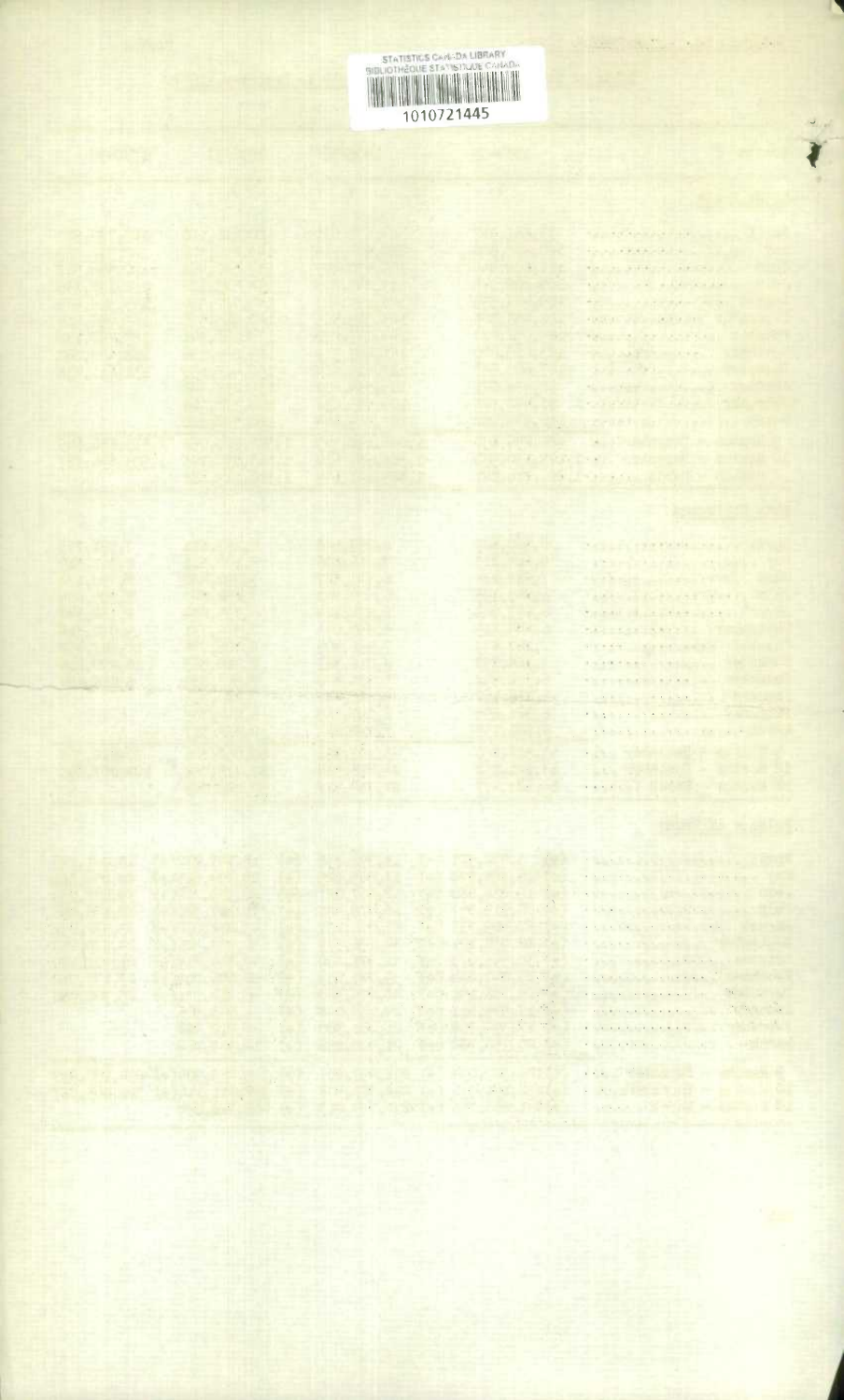STATISTICS CANADA LIBRARY
BIBLIOTHÈQUE STATISTIQUE CANADA

1010721445